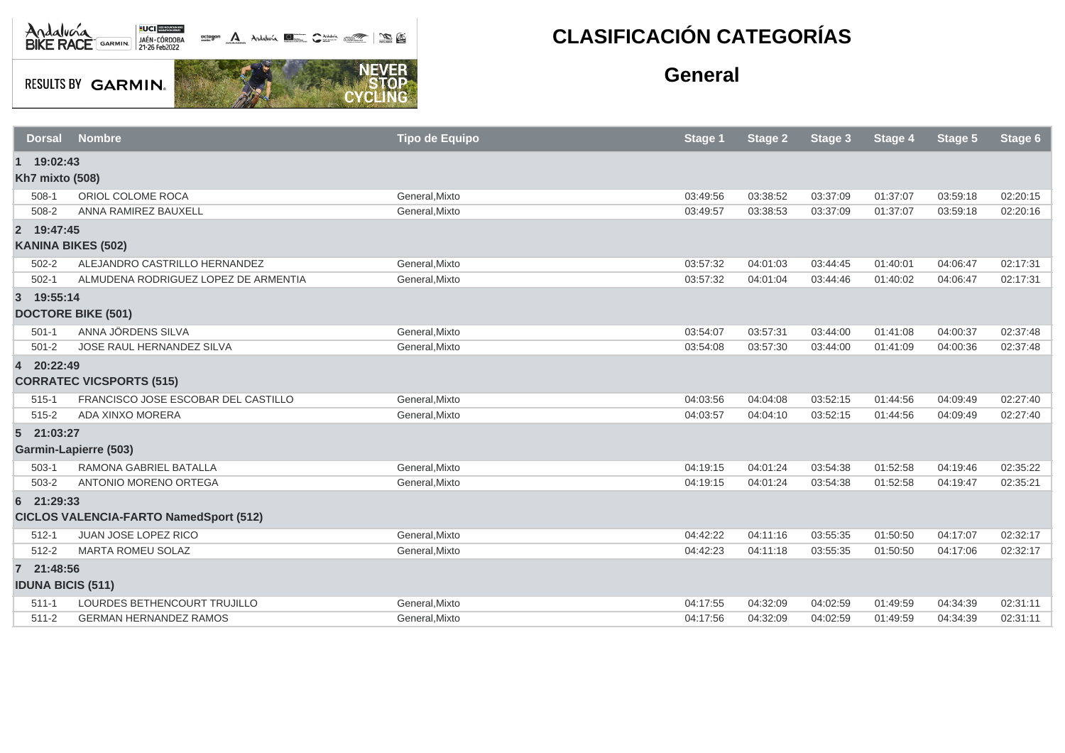# CLASIFICACIÓN CATEGORÍAS

## General

| Dorsal | Nombre | Tipo de Equipo | Stage 1 | Stage 2 | Stage 3 | Stage 4 | Stage 5 | Stage 6 |
|---|---|---|---|---|---|---|---|---|
| **1 19:02:43** | | | | | | | | |
| **Kh7 mixto (508)** | | | | | | | | |
| 508-1 | ORIOL COLOME ROCA | General,Mixto | 03:49:56 | 03:38:52 | 03:37:09 | 01:37:07 | 03:59:18 | 02:20:15 |
| 508-2 | ANNA RAMIREZ BAUXELL | General,Mixto | 03:49:57 | 03:38:53 | 03:37:09 | 01:37:07 | 03:59:18 | 02:20:16 |
| **2 19:47:45** | | | | | | | | |
| **KANINA BIKES (502)** | | | | | | | | |
| 502-2 | ALEJANDRO CASTRILLO HERNANDEZ | General,Mixto | 03:57:32 | 04:01:03 | 03:44:45 | 01:40:01 | 04:06:47 | 02:17:31 |
| 502-1 | ALMUDENA RODRIGUEZ LOPEZ DE ARMENTIA | General,Mixto | 03:57:32 | 04:01:04 | 03:44:46 | 01:40:02 | 04:06:47 | 02:17:31 |
| **3 19:55:14** | | | | | | | | |
| **DOCTORE BIKE (501)** | | | | | | | | |
| 501-1 | ANNA JÖRDENS SILVA | General,Mixto | 03:54:07 | 03:57:31 | 03:44:00 | 01:41:08 | 04:00:37 | 02:37:48 |
| 501-2 | JOSE RAUL HERNANDEZ SILVA | General,Mixto | 03:54:08 | 03:57:30 | 03:44:00 | 01:41:09 | 04:00:36 | 02:37:48 |
| **4 20:22:49** | | | | | | | | |
| **CORRATEC VICSPORTS (515)** | | | | | | | | |
| 515-1 | FRANCISCO JOSE ESCOBAR DEL CASTILLO | General,Mixto | 04:03:56 | 04:04:08 | 03:52:15 | 01:44:56 | 04:09:49 | 02:27:40 |
| 515-2 | ADA XINXO MORERA | General,Mixto | 04:03:57 | 04:04:10 | 03:52:15 | 01:44:56 | 04:09:49 | 02:27:40 |
| **5 21:03:27** | | | | | | | | |
| **Garmin-Lapierre (503)** | | | | | | | | |
| 503-1 | RAMONA GABRIEL BATALLA | General,Mixto | 04:19:15 | 04:01:24 | 03:54:38 | 01:52:58 | 04:19:46 | 02:35:22 |
| 503-2 | ANTONIO MORENO ORTEGA | General,Mixto | 04:19:15 | 04:01:24 | 03:54:38 | 01:52:58 | 04:19:47 | 02:35:21 |
| **6 21:29:33** | | | | | | | | |
| **CICLOS VALENCIA-FARTO NamedSport (512)** | | | | | | | | |
| 512-1 | JUAN JOSE LOPEZ RICO | General,Mixto | 04:42:22 | 04:11:16 | 03:55:35 | 01:50:50 | 04:17:07 | 02:32:17 |
| 512-2 | MARTA ROMEU SOLAZ | General,Mixto | 04:42:23 | 04:11:18 | 03:55:35 | 01:50:50 | 04:17:06 | 02:32:17 |
| **7 21:48:56** | | | | | | | | |
| **IDUNA BICIS (511)** | | | | | | | | |
| 511-1 | LOURDES BETHENCOURT TRUJILLO | General,Mixto | 04:17:55 | 04:32:09 | 04:02:59 | 01:49:59 | 04:34:39 | 02:31:11 |
| 511-2 | GERMAN HERNANDEZ RAMOS | General,Mixto | 04:17:56 | 04:32:09 | 04:02:59 | 01:49:59 | 04:34:39 | 02:31:11 |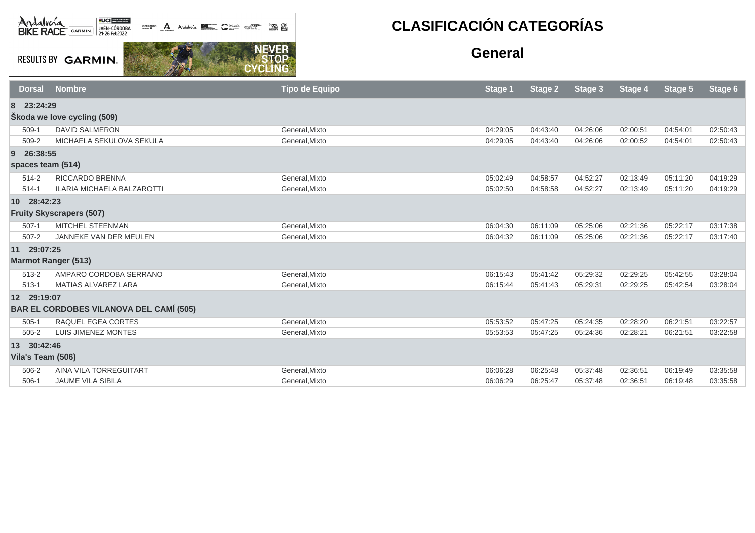# CLASIFICACIÓN CATEGORÍAS

## General

| Dorsal | Nombre | Tipo de Equipo | Stage 1 | Stage 2 | Stage 3 | Stage 4 | Stage 5 | Stage 6 |
|---|---|---|---|---|---|---|---|---|
| **8 23:24:29** | | | | | | | | |
| **Škoda we love cycling (509)** | | | | | | | | |
| 509-1 | DAVID SALMERON | General,Mixto | 04:29:05 | 04:43:40 | 04:26:06 | 02:00:51 | 04:54:01 | 02:50:43 |
| 509-2 | MICHAELA SEKULOVA SEKULA | General,Mixto | 04:29:05 | 04:43:40 | 04:26:06 | 02:00:52 | 04:54:01 | 02:50:43 |
| **9 26:38:55** | | | | | | | | |
| **spaces team (514)** | | | | | | | | |
| 514-2 | RICCARDO BRENNA | General,Mixto | 05:02:49 | 04:58:57 | 04:52:27 | 02:13:49 | 05:11:20 | 04:19:29 |
| 514-1 | ILARIA MICHAELA BALZAROTTI | General,Mixto | 05:02:50 | 04:58:58 | 04:52:27 | 02:13:49 | 05:11:20 | 04:19:29 |
| **10 28:42:23** | | | | | | | | |
| **Fruity Skyscrapers (507)** | | | | | | | | |
| 507-1 | MITCHEL STEENMAN | General,Mixto | 06:04:30 | 06:11:09 | 05:25:06 | 02:21:36 | 05:22:17 | 03:17:38 |
| 507-2 | JANNEKE VAN DER MEULEN | General,Mixto | 06:04:32 | 06:11:09 | 05:25:06 | 02:21:36 | 05:22:17 | 03:17:40 |
| **11 29:07:25** | | | | | | | | |
| **Marmot Ranger (513)** | | | | | | | | |
| 513-2 | AMPARO CORDOBA SERRANO | General,Mixto | 06:15:43 | 05:41:42 | 05:29:32 | 02:29:25 | 05:42:55 | 03:28:04 |
| 513-1 | MATIAS ALVAREZ LARA | General,Mixto | 06:15:44 | 05:41:43 | 05:29:31 | 02:29:25 | 05:42:54 | 03:28:04 |
| **12 29:19:07** | | | | | | | | |
| **BAR EL CORDOBES VILANOVA DEL CAMÍ (505)** | | | | | | | | |
| 505-1 | RAQUEL EGEA CORTES | General,Mixto | 05:53:52 | 05:47:25 | 05:24:35 | 02:28:20 | 06:21:51 | 03:22:57 |
| 505-2 | LUIS JIMENEZ MONTES | General,Mixto | 05:53:53 | 05:47:25 | 05:24:36 | 02:28:21 | 06:21:51 | 03:22:58 |
| **13 30:42:46** | | | | | | | | |
| **Vila's Team (506)** | | | | | | | | |
| 506-2 | AINA VILA TORREGUITART | General,Mixto | 06:06:28 | 06:25:48 | 05:37:48 | 02:36:51 | 06:19:49 | 03:35:58 |
| 506-1 | JAUME VILA SIBILA | General,Mixto | 06:06:29 | 06:25:47 | 05:37:48 | 02:36:51 | 06:19:48 | 03:35:58 |